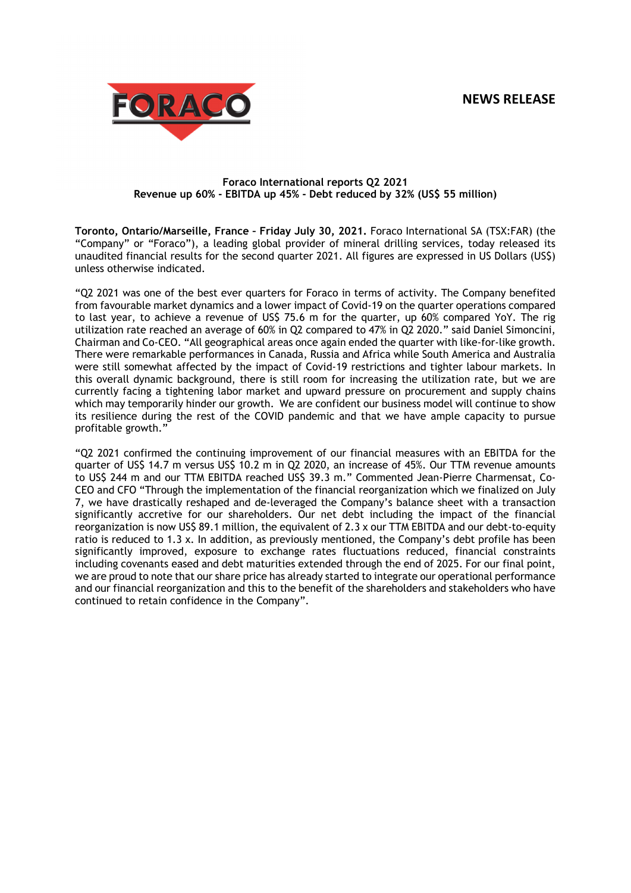**NEWS RELEASE**

**Foraco International reports Q2 2021**
**Revenue up 60% - EBITDA up 45% - Debt reduced by 32% (US$ 55 million)**

**Toronto, Ontario/Marseille, France – Friday July 30, 2021.** Foraco International SA (TSX:FAR) (the "Company" or "Foraco"), a leading global provider of mineral drilling services, today released its unaudited financial results for the second quarter 2021. All figures are expressed in US Dollars (US$) unless otherwise indicated.

"Q2 2021 was one of the best ever quarters for Foraco in terms of activity. The Company benefited from favourable market dynamics and a lower impact of Covid-19 on the quarter operations compared to last year, to achieve a revenue of US$ 75.6 m for the quarter, up 60% compared YoY. The rig utilization rate reached an average of 60% in Q2 compared to 47% in Q2 2020." said Daniel Simoncini, Chairman and Co-CEO. "All geographical areas once again ended the quarter with like-for-like growth. There were remarkable performances in Canada, Russia and Africa while South America and Australia were still somewhat affected by the impact of Covid-19 restrictions and tighter labour markets. In this overall dynamic background, there is still room for increasing the utilization rate, but we are currently facing a tightening labor market and upward pressure on procurement and supply chains which may temporarily hinder our growth. We are confident our business model will continue to show its resilience during the rest of the COVID pandemic and that we have ample capacity to pursue profitable growth."

"Q2 2021 confirmed the continuing improvement of our financial measures with an EBITDA for the quarter of US$ 14.7 m versus US$ 10.2 m in Q2 2020, an increase of 45%. Our TTM revenue amounts to US$ 244 m and our TTM EBITDA reached US$ 39.3 m." Commented Jean-Pierre Charmensat, Co-CEO and CFO "Through the implementation of the financial reorganization which we finalized on July 7, we have drastically reshaped and de-leveraged the Company's balance sheet with a transaction significantly accretive for our shareholders. Our net debt including the impact of the financial reorganization is now US$ 89.1 million, the equivalent of 2.3 x our TTM EBITDA and our debt-to-equity ratio is reduced to 1.3 x. In addition, as previously mentioned, the Company's debt profile has been significantly improved, exposure to exchange rates fluctuations reduced, financial constraints including covenants eased and debt maturities extended through the end of 2025. For our final point, we are proud to note that our share price has already started to integrate our operational performance and our financial reorganization and this to the benefit of the shareholders and stakeholders who have continued to retain confidence in the Company".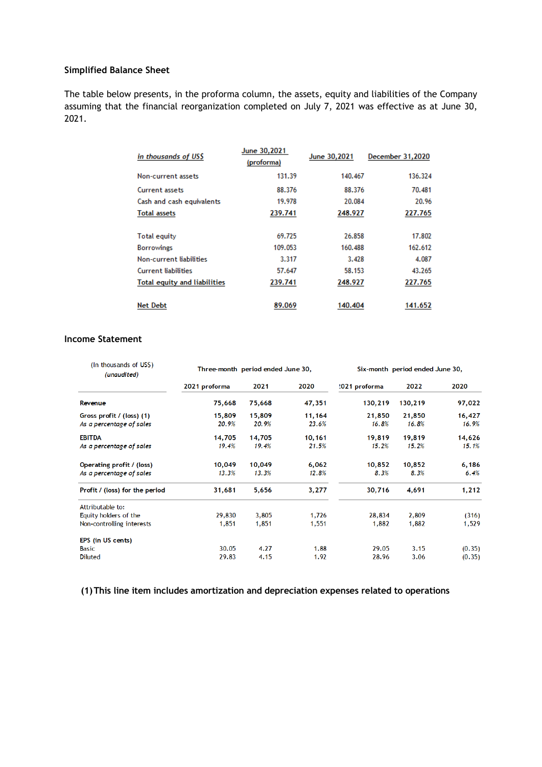**Simplified Balance Sheet**

The table below presents, in the proforma column, the assets, equity and liabilities of the Company assuming that the financial reorganization completed on July 7, 2021 was effective as at June 30, 2021.

| *in thousands of US$* | June 30,2021 (proforma) | June 30,2021 | December 31,2020 |
|---|---|---|---|
| Non-current assets | 131.39 | 140.467 | 136.324 |
| Current assets | 88.376 | 88.376 | 70.481 |
| Cash and cash equivalents | 19.978 | 20.084 | 20.96 |
| Total assets | 239.741 | 248.927 | 227.765 |
| | | | |
| Total equity | 69.725 | 26.858 | 17.802 |
| Borrowings | 109.053 | 160.488 | 162.612 |
| Non-current liabilities | 3.317 | 3.428 | 4.087 |
| Current liabilities | 57.647 | 58.153 | 43.265 |
| Total equity and liabilities | 239.741 | 248.927 | 227.765 |
| | | | |
| Net Debt | 89.069 | 140.404 | 141.652 |

**Income Statement**

| (In thousands of US$) *(unaudited)* | Three-month period ended June 30, | | | Six-month period ended June 30, | | |
|---|---|---|---|---|---|---|
| | 2021 proforma | 2021 | 2020 | !021 proforma | 2022 | 2020 |
| **Revenue** | 75,668 | 75,668 | 47,351 | 130,219 | 130,219 | 97,022 |
| **Gross profit / (loss) (1)** | 15,809 | 15,809 | 11,164 | 21,850 | 21,850 | 16,427 |
| *As a percentage of sales* | *20.9%* | *20.9%* | *23.6%* | *16.8%* | *16.8%* | *16.9%* |
| **EBITDA** | 14,705 | 14,705 | 10,161 | 19,819 | 19,819 | 14,626 |
| *As a percentage of sales* | *19.4%* | *19.4%* | *21.5%* | *15.2%* | *15.2%* | *15.1%* |
| **Operating profit / (loss)** | 10,049 | 10,049 | 6,062 | 10,852 | 10,852 | 6,186 |
| *As a percentage of sales* | *13.3%* | *13.3%* | *12.8%* | *8.3%* | *8.3%* | *6.4%* |
| **Profit / (loss) for the period** | 31,681 | 5,656 | 3,277 | 30,716 | 4,691 | 1,212 |
| Attributable to: | | | | | | |
| Equity holders of the | 29,830 | 3,805 | 1,726 | 28,834 | 2,809 | (316) |
| Non-controlling interests | 1,851 | 1,851 | 1,551 | 1,882 | 1,882 | 1,529 |
| **EPS (in US cents)** | | | | | | |
| Basic | 30.05 | 4.27 | 1.88 | 29.05 | 3.15 | (0.35) |
| Diluted | 29.83 | 4.15 | 1.92 | 28.96 | 3.06 | (0.35) |

**(1) This line item includes amortization and depreciation expenses related to operations**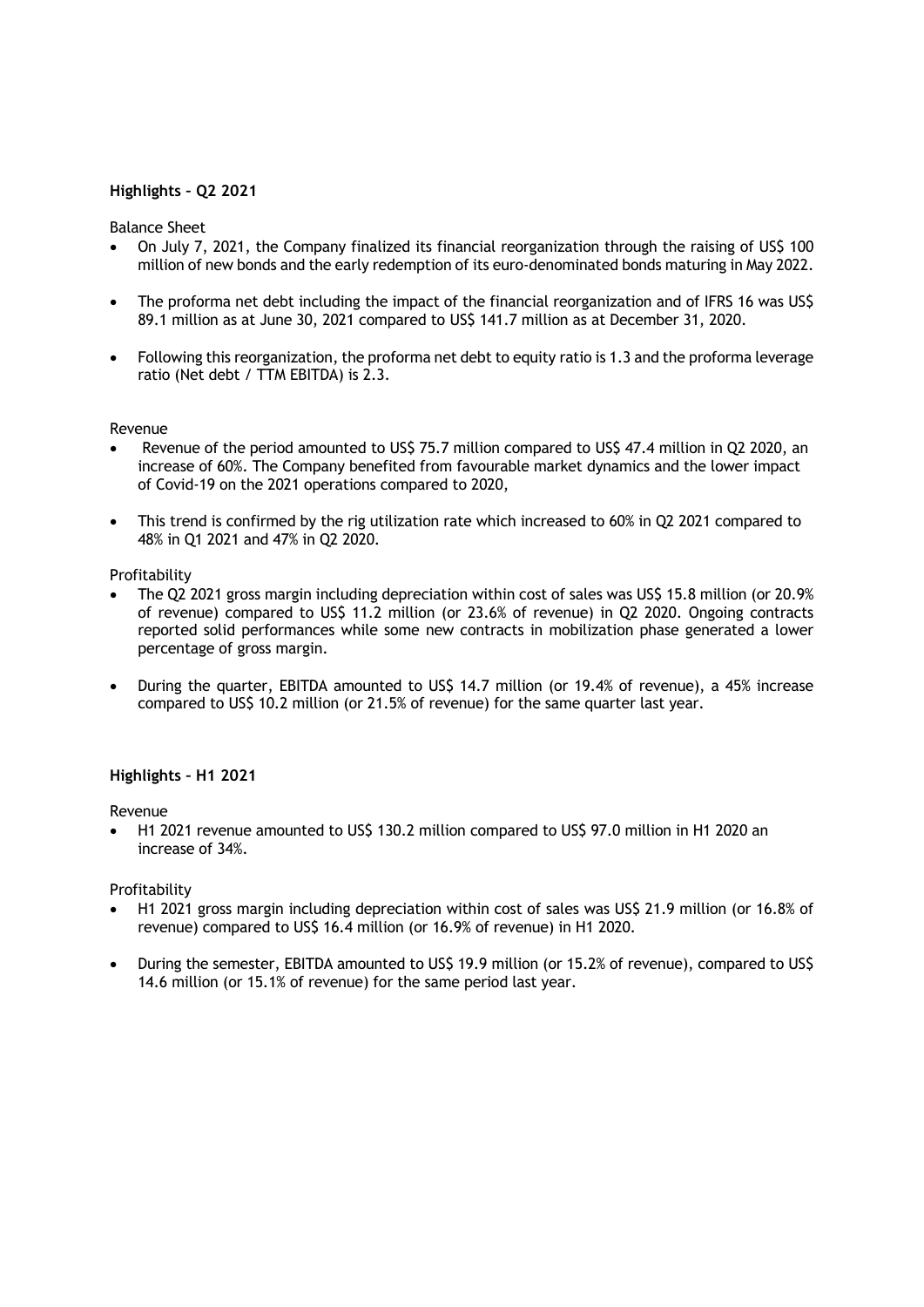## Highlights – Q2 2021

Balance Sheet

- On July 7, 2021, the Company finalized its financial reorganization through the raising of US$ 100 million of new bonds and the early redemption of its euro-denominated bonds maturing in May 2022.
- The proforma net debt including the impact of the financial reorganization and of IFRS 16 was US$ 89.1 million as at June 30, 2021 compared to US$ 141.7 million as at December 31, 2020.
- Following this reorganization, the proforma net debt to equity ratio is 1.3 and the proforma leverage ratio (Net debt / TTM EBITDA) is 2.3.

Revenue

- Revenue of the period amounted to US$ 75.7 million compared to US$ 47.4 million in Q2 2020, an increase of 60%. The Company benefited from favourable market dynamics and the lower impact of Covid-19 on the 2021 operations compared to 2020,
- This trend is confirmed by the rig utilization rate which increased to 60% in Q2 2021 compared to 48% in Q1 2021 and 47% in Q2 2020.

Profitability

- The Q2 2021 gross margin including depreciation within cost of sales was US$ 15.8 million (or 20.9% of revenue) compared to US$ 11.2 million (or 23.6% of revenue) in Q2 2020. Ongoing contracts reported solid performances while some new contracts in mobilization phase generated a lower percentage of gross margin.
- During the quarter, EBITDA amounted to US$ 14.7 million (or 19.4% of revenue), a 45% increase compared to US$ 10.2 million (or 21.5% of revenue) for the same quarter last year.

## Highlights – H1 2021

Revenue

- H1 2021 revenue amounted to US$ 130.2 million compared to US$ 97.0 million in H1 2020 an increase of 34%.

Profitability

- H1 2021 gross margin including depreciation within cost of sales was US$ 21.9 million (or 16.8% of revenue) compared to US$ 16.4 million (or 16.9% of revenue) in H1 2020.
- During the semester, EBITDA amounted to US$ 19.9 million (or 15.2% of revenue), compared to US$ 14.6 million (or 15.1% of revenue) for the same period last year.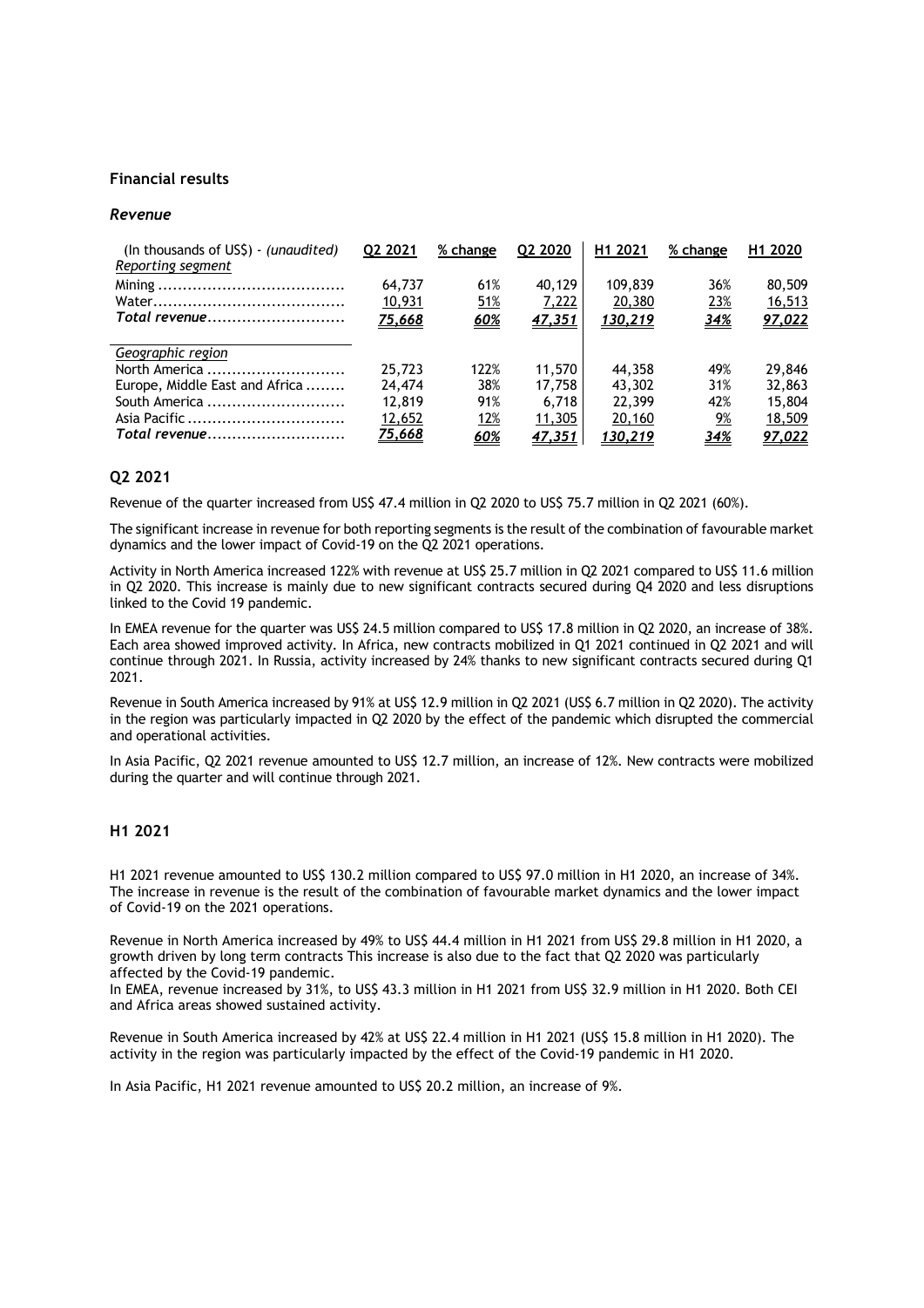## Financial results

### *Revenue*

| (In thousands of US$) - *(unaudited)* | Q2 2021 | % change | Q2 2020 | H1 2021 | % change | H1 2020 |
|---|---|---|---|---|---|---|
| *Reporting segment* | | | | | | |
| Mining | 64,737 | 61% | 40,129 | 109,839 | 36% | 80,509 |
| Water | 10,931 | 51% | 7,222 | 20,380 | 23% | 16,513 |
| ***Total revenue*** | ***75,668*** | ***60%*** | ***47,351*** | ***130,219*** | ***34%*** | ***97,022*** |
| *Geographic region* | | | | | | |
| North America | 25,723 | 122% | 11,570 | 44,358 | 49% | 29,846 |
| Europe, Middle East and Africa | 24,474 | 38% | 17,758 | 43,302 | 31% | 32,863 |
| South America | 12,819 | 91% | 6,718 | 22,399 | 42% | 15,804 |
| Asia Pacific | 12,652 | 12% | 11,305 | 20,160 | 9% | 18,509 |
| ***Total revenue*** | ***75,668*** | ***60%*** | ***47,351*** | ***130,219*** | ***34%*** | ***97,022*** |

### Q2 2021

Revenue of the quarter increased from US$ 47.4 million in Q2 2020 to US$ 75.7 million in Q2 2021 (60%).

The significant increase in revenue for both reporting segments is the result of the combination of favourable market dynamics and the lower impact of Covid-19 on the Q2 2021 operations.

Activity in North America increased 122% with revenue at US$ 25.7 million in Q2 2021 compared to US$ 11.6 million in Q2 2020. This increase is mainly due to new significant contracts secured during Q4 2020 and less disruptions linked to the Covid 19 pandemic.

In EMEA revenue for the quarter was US$ 24.5 million compared to US$ 17.8 million in Q2 2020, an increase of 38%. Each area showed improved activity. In Africa, new contracts mobilized in Q1 2021 continued in Q2 2021 and will continue through 2021. In Russia, activity increased by 24% thanks to new significant contracts secured during Q1 2021.

Revenue in South America increased by 91% at US$ 12.9 million in Q2 2021 (US$ 6.7 million in Q2 2020). The activity in the region was particularly impacted in Q2 2020 by the effect of the pandemic which disrupted the commercial and operational activities.

In Asia Pacific, Q2 2021 revenue amounted to US$ 12.7 million, an increase of 12%. New contracts were mobilized during the quarter and will continue through 2021.

### H1 2021

H1 2021 revenue amounted to US$ 130.2 million compared to US$ 97.0 million in H1 2020, an increase of 34%. The increase in revenue is the result of the combination of favourable market dynamics and the lower impact of Covid-19 on the 2021 operations.

Revenue in North America increased by 49% to US$ 44.4 million in H1 2021 from US$ 29.8 million in H1 2020, a growth driven by long term contracts This increase is also due to the fact that Q2 2020 was particularly affected by the Covid-19 pandemic.
In EMEA, revenue increased by 31%, to US$ 43.3 million in H1 2021 from US$ 32.9 million in H1 2020. Both CEI and Africa areas showed sustained activity.

Revenue in South America increased by 42% at US$ 22.4 million in H1 2021 (US$ 15.8 million in H1 2020). The activity in the region was particularly impacted by the effect of the Covid-19 pandemic in H1 2020.

In Asia Pacific, H1 2021 revenue amounted to US$ 20.2 million, an increase of 9%.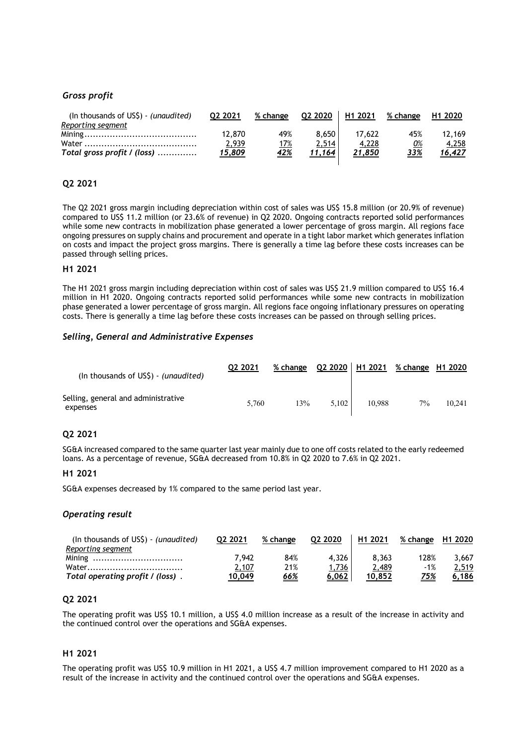### *Gross profit*

| (In thousands of US$) - *(unaudited)* | Q2 2021 | % change | Q2 2020 | H1 2021 | % change | H1 2020 |
|---|---|---|---|---|---|---|
| *Reporting segment* | | | | | | |
| Mining | 12,870 | 49% | 8,650 | 17,622 | 45% | 12,169 |
| Water | 2,939 | 17% | 2,514 | 4,228 | 0% | 4,258 |
| ***Total gross profit / (loss)*** | ***15,809*** | ***42%*** | ***11,164*** | ***21,850*** | ***33%*** | ***16,427*** |

#### Q2 2021

The Q2 2021 gross margin including depreciation within cost of sales was US$ 15.8 million (or 20.9% of revenue) compared to US$ 11.2 million (or 23.6% of revenue) in Q2 2020. Ongoing contracts reported solid performances while some new contracts in mobilization phase generated a lower percentage of gross margin. All regions face ongoing pressures on supply chains and procurement and operate in a tight labor market which generates inflation on costs and impact the project gross margins. There is generally a time lag before these costs increases can be passed through selling prices.

#### H1 2021

The H1 2021 gross margin including depreciation within cost of sales was US$ 21.9 million compared to US$ 16.4 million in H1 2020. Ongoing contracts reported solid performances while some new contracts in mobilization phase generated a lower percentage of gross margin. All regions face ongoing inflationary pressures on operating costs. There is generally a time lag before these costs increases can be passed on through selling prices.

### *Selling, General and Administrative Expenses*

| (In thousands of US$) - *(unaudited)* | Q2 2021 | % change | Q2 2020 | H1 2021 | % change | H1 2020 |
|---|---|---|---|---|---|---|
| Selling, general and administrative expenses | 5,760 | 13% | 5,102 | 10,988 | 7% | 10,241 |

#### Q2 2021

SG&A increased compared to the same quarter last year mainly due to one off costs related to the early redeemed loans. As a percentage of revenue, SG&A decreased from 10.8% in Q2 2020 to 7.6% in Q2 2021.

#### H1 2021

SG&A expenses decreased by 1% compared to the same period last year.

### *Operating result*

| (In thousands of US$) - *(unaudited)* | Q2 2021 | % change | Q2 2020 | H1 2021 | % change | H1 2020 |
|---|---|---|---|---|---|---|
| *Reporting segment* | | | | | | |
| Mining | 7,942 | 84% | 4,326 | 8,363 | 128% | 3,667 |
| Water | 2,107 | 21% | 1,736 | 2,489 | -1% | 2,519 |
| ***Total operating profit / (loss)*** | **10,049** | ***66%*** | **6,062** | **10,852** | ***75%*** | **6,186** |

#### Q2 2021

The operating profit was US$ 10.1 million, a US$ 4.0 million increase as a result of the increase in activity and the continued control over the operations and SG&A expenses.

#### H1 2021

The operating profit was US$ 10.9 million in H1 2021, a US$ 4.7 million improvement compared to H1 2020 as a result of the increase in activity and the continued control over the operations and SG&A expenses.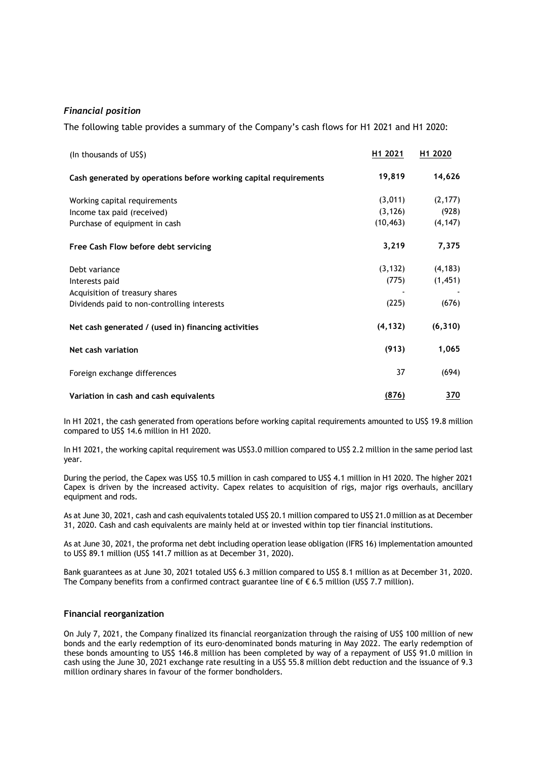*Financial position*

The following table provides a summary of the Company's cash flows for H1 2021 and H1 2020:

| (In thousands of US$) | H1 2021 | H1 2020 |
|---|---|---|
| **Cash generated by operations before working capital requirements** | **19,819** | **14,626** |
| Working capital requirements | (3,011) | (2,177) |
| Income tax paid (received) | (3,126) | (928) |
| Purchase of equipment in cash | (10,463) | (4,147) |
| **Free Cash Flow before debt servicing** | **3,219** | **7,375** |
| Debt variance | (3,132) | (4,183) |
| Interests paid | (775) | (1,451) |
| Acquisition of treasury shares | - | - |
| Dividends paid to non-controlling interests | (225) | (676) |
| **Net cash generated / (used in) financing activities** | **(4,132)** | **(6,310)** |
| **Net cash variation** | **(913)** | **1,065** |
| Foreign exchange differences | 37 | (694) |
| **Variation in cash and cash equivalents** | **(876)** | **370** |

In H1 2021, the cash generated from operations before working capital requirements amounted to US$ 19.8 million compared to US$ 14.6 million in H1 2020.

In H1 2021, the working capital requirement was US$3.0 million compared to US$ 2.2 million in the same period last year.

During the period, the Capex was US$ 10.5 million in cash compared to US$ 4.1 million in H1 2020. The higher 2021 Capex is driven by the increased activity. Capex relates to acquisition of rigs, major rigs overhauls, ancillary equipment and rods.

As at June 30, 2021, cash and cash equivalents totaled US$ 20.1 million compared to US$ 21.0 million as at December 31, 2020. Cash and cash equivalents are mainly held at or invested within top tier financial institutions.

As at June 30, 2021, the proforma net debt including operation lease obligation (IFRS 16) implementation amounted to US$ 89.1 million (US$ 141.7 million as at December 31, 2020).

Bank guarantees as at June 30, 2021 totaled US$ 6.3 million compared to US$ 8.1 million as at December 31, 2020. The Company benefits from a confirmed contract guarantee line of € 6.5 million (US$ 7.7 million).

**Financial reorganization**

On July 7, 2021, the Company finalized its financial reorganization through the raising of US$ 100 million of new bonds and the early redemption of its euro-denominated bonds maturing in May 2022. The early redemption of these bonds amounting to US$ 146.8 million has been completed by way of a repayment of US$ 91.0 million in cash using the June 30, 2021 exchange rate resulting in a US$ 55.8 million debt reduction and the issuance of 9.3 million ordinary shares in favour of the former bondholders.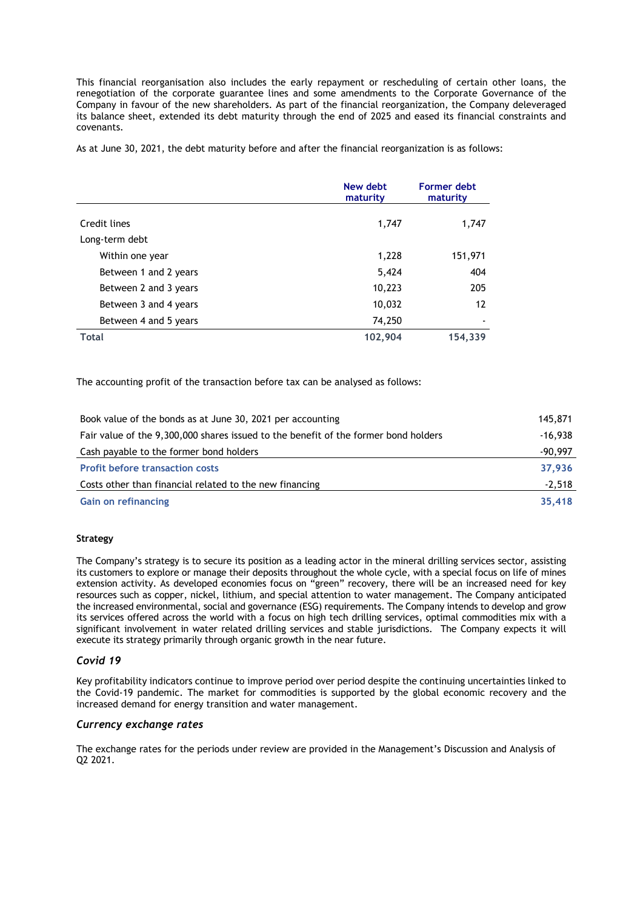This financial reorganisation also includes the early repayment or rescheduling of certain other loans, the renegotiation of the corporate guarantee lines and some amendments to the Corporate Governance of the Company in favour of the new shareholders. As part of the financial reorganization, the Company deleveraged its balance sheet, extended its debt maturity through the end of 2025 and eased its financial constraints and covenants.

As at June 30, 2021, the debt maturity before and after the financial reorganization is as follows:

| | New debt maturity | Former debt maturity |
|---|---|---|
| Credit lines | 1,747 | 1,747 |
| Long-term debt | | |
| Within one year | 1,228 | 151,971 |
| Between 1 and 2 years | 5,424 | 404 |
| Between 2 and 3 years | 10,223 | 205 |
| Between 3 and 4 years | 10,032 | 12 |
| Between 4 and 5 years | 74,250 | - |
| **Total** | **102,904** | **154,339** |

The accounting profit of the transaction before tax can be analysed as follows:

| | |
|---|---|
| Book value of the bonds as at June 30, 2021 per accounting | 145,871 |
| Fair value of the 9,300,000 shares issued to the benefit of the former bond holders | -16,938 |
| Cash payable to the former bond holders | -90,997 |
| **Profit before transaction costs** | **37,936** |
| Costs other than financial related to the new financing | -2,518 |
| **Gain on refinancing** | **35,418** |

**Strategy**

The Company's strategy is to secure its position as a leading actor in the mineral drilling services sector, assisting its customers to explore or manage their deposits throughout the whole cycle, with a special focus on life of mines extension activity. As developed economies focus on "green" recovery, there will be an increased need for key resources such as copper, nickel, lithium, and special attention to water management. The Company anticipated the increased environmental, social and governance (ESG) requirements. The Company intends to develop and grow its services offered across the world with a focus on high tech drilling services, optimal commodities mix with a significant involvement in water related drilling services and stable jurisdictions. The Company expects it will execute its strategy primarily through organic growth in the near future.

### *Covid 19*

Key profitability indicators continue to improve period over period despite the continuing uncertainties linked to the Covid-19 pandemic. The market for commodities is supported by the global economic recovery and the increased demand for energy transition and water management.

### *Currency exchange rates*

The exchange rates for the periods under review are provided in the Management's Discussion and Analysis of Q2 2021.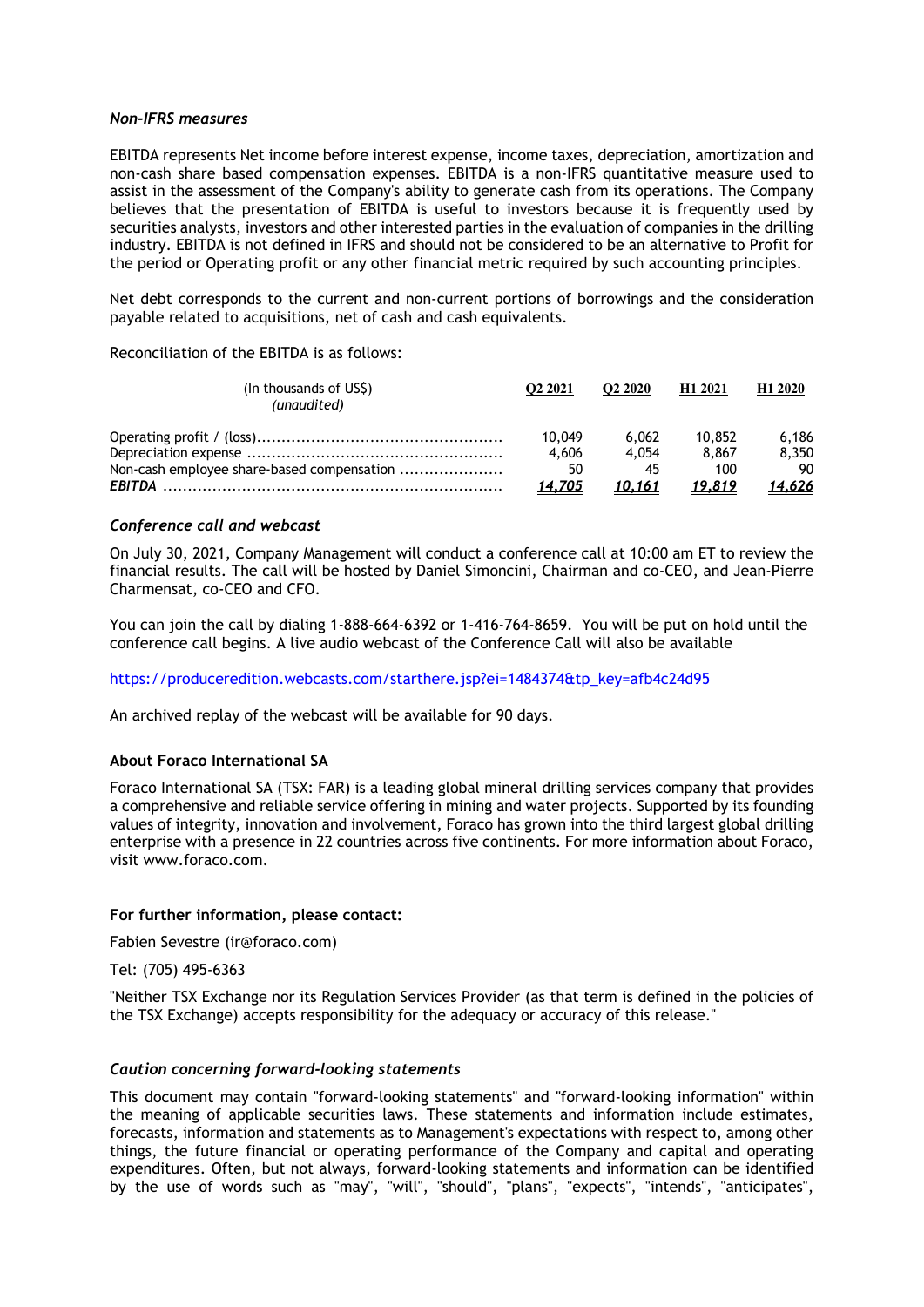*Non-IFRS measures*

EBITDA represents Net income before interest expense, income taxes, depreciation, amortization and non-cash share based compensation expenses. EBITDA is a non-IFRS quantitative measure used to assist in the assessment of the Company's ability to generate cash from its operations. The Company believes that the presentation of EBITDA is useful to investors because it is frequently used by securities analysts, investors and other interested parties in the evaluation of companies in the drilling industry. EBITDA is not defined in IFRS and should not be considered to be an alternative to Profit for the period or Operating profit or any other financial metric required by such accounting principles.

Net debt corresponds to the current and non-current portions of borrowings and the consideration payable related to acquisitions, net of cash and cash equivalents.

Reconciliation of the EBITDA is as follows:

| (In thousands of US$) *(unaudited)* | Q2 2021 | Q2 2020 | H1 2021 | H1 2020 |
|---|---|---|---|---|
| Operating profit / (loss) | 10,049 | 6,062 | 10,852 | 6,186 |
| Depreciation expense | 4,606 | 4,054 | 8,867 | 8,350 |
| Non-cash employee share-based compensation | 50 | 45 | 100 | 90 |
| ***EBITDA*** | ***14,705*** | ***10,161*** | ***19,819*** | ***14,626*** |

### *Conference call and webcast*

On July 30, 2021, Company Management will conduct a conference call at 10:00 am ET to review the financial results. The call will be hosted by Daniel Simoncini, Chairman and co-CEO, and Jean-Pierre Charmensat, co-CEO and CFO.

You can join the call by dialing 1-888-664-6392 or 1-416-764-8659. You will be put on hold until the conference call begins. A live audio webcast of the Conference Call will also be available

https://produceredition.webcasts.com/starthere.jsp?ei=1484374&tp_key=afb4c24d95

An archived replay of the webcast will be available for 90 days.

### About Foraco International SA

Foraco International SA (TSX: FAR) is a leading global mineral drilling services company that provides a comprehensive and reliable service offering in mining and water projects. Supported by its founding values of integrity, innovation and involvement, Foraco has grown into the third largest global drilling enterprise with a presence in 22 countries across five continents. For more information about Foraco, visit www.foraco.com.

**For further information, please contact:**

Fabien Sevestre (ir@foraco.com)

Tel: (705) 495-6363

"Neither TSX Exchange nor its Regulation Services Provider (as that term is defined in the policies of the TSX Exchange) accepts responsibility for the adequacy or accuracy of this release."

### *Caution concerning forward-looking statements*

This document may contain "forward-looking statements" and "forward-looking information" within the meaning of applicable securities laws. These statements and information include estimates, forecasts, information and statements as to Management's expectations with respect to, among other things, the future financial or operating performance of the Company and capital and operating expenditures. Often, but not always, forward-looking statements and information can be identified by the use of words such as "may", "will", "should", "plans", "expects", "intends", "anticipates",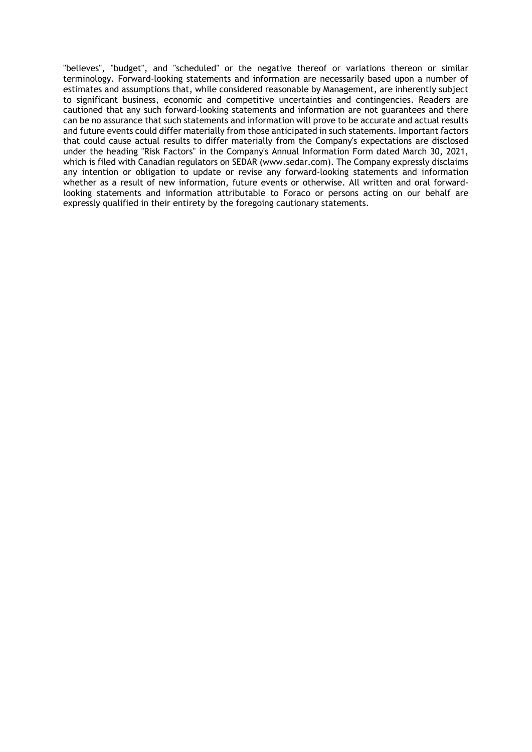"believes", "budget", and "scheduled" or the negative thereof or variations thereon or similar terminology. Forward-looking statements and information are necessarily based upon a number of estimates and assumptions that, while considered reasonable by Management, are inherently subject to significant business, economic and competitive uncertainties and contingencies. Readers are cautioned that any such forward-looking statements and information are not guarantees and there can be no assurance that such statements and information will prove to be accurate and actual results and future events could differ materially from those anticipated in such statements. Important factors that could cause actual results to differ materially from the Company's expectations are disclosed under the heading "Risk Factors" in the Company's Annual Information Form dated March 30, 2021, which is filed with Canadian regulators on SEDAR (www.sedar.com). The Company expressly disclaims any intention or obligation to update or revise any forward-looking statements and information whether as a result of new information, future events or otherwise. All written and oral forward-looking statements and information attributable to Foraco or persons acting on our behalf are expressly qualified in their entirety by the foregoing cautionary statements.